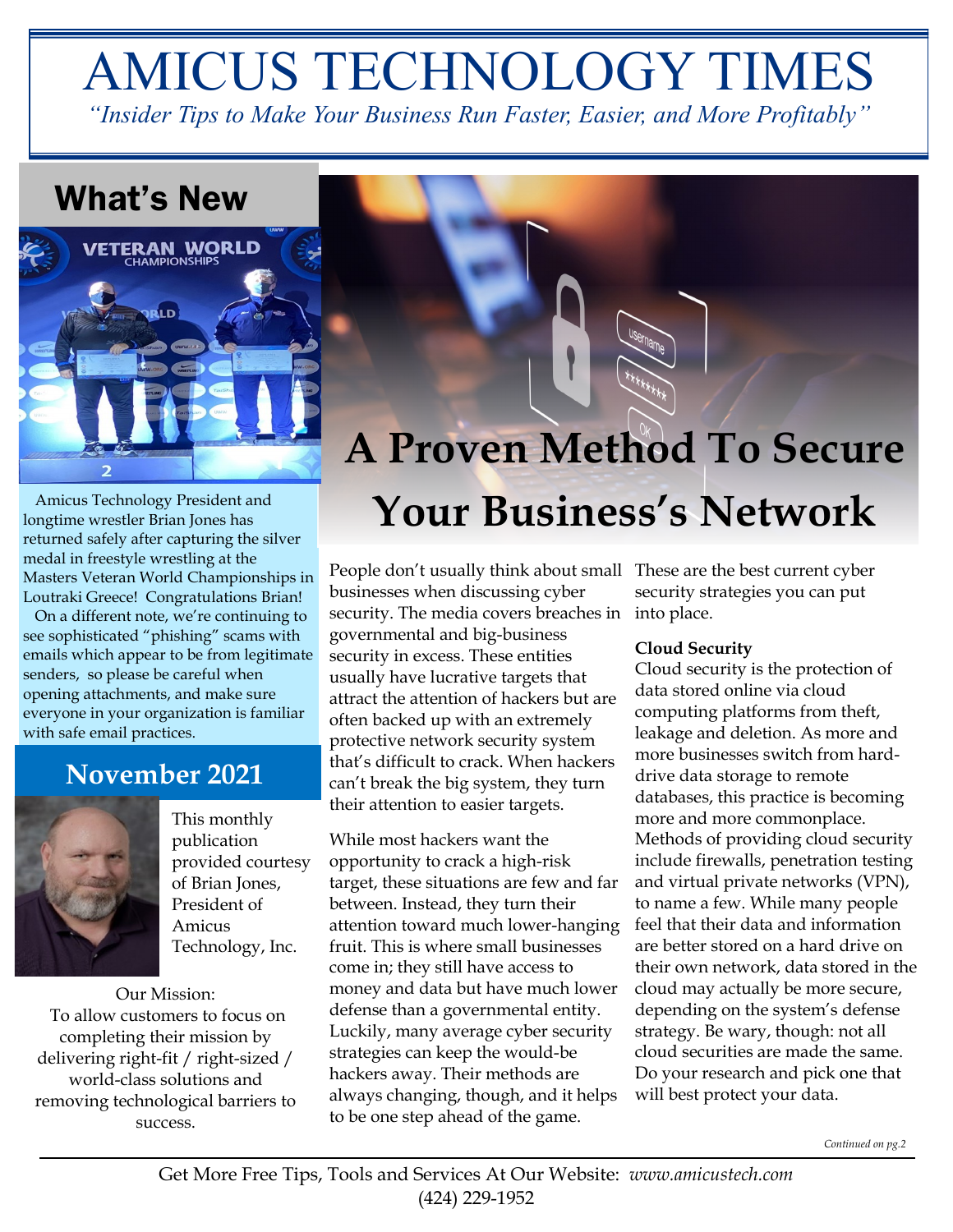# AMICUS TECHNOLOGY TIMES

*"Insider Tips to Make Your Business Run Faster, Easier, and More Profitably"*

## What's New

Amicus Technology President and longtime wrestler Brian Jones has returned safely after capturing the silver medal in freestyle wrestling at the Masters Veteran World Championships in Loutraki Greece! Congratulations Brian!

On a different note, we're continuing to see sophisticated "phishing" scams with emails which appear to be from legitimate senders, so please be careful when opening attachments, and make sure everyone in your organization is familiar with safe email practices.

## November 2021

This monthly publication provided courtesy of Brian Jones, President of Amicus Technology, Inc.

Our Mission:
To allow customers to focus on completing their mission by delivering right-fit / right-sized / world-class solutions and removing technological barriers to success.

# A Proven Method To Secure Your Business's Network

People don't usually think about small businesses when discussing cyber security. The media covers breaches in governmental and big-business security in excess. These entities usually have lucrative targets that attract the attention of hackers but are often backed up with an extremely protective network security system that's difficult to crack. When hackers can't break the big system, they turn their attention to easier targets.

While most hackers want the opportunity to crack a high-risk target, these situations are few and far between. Instead, they turn their attention toward much lower-hanging fruit. This is where small businesses come in; they still have access to money and data but have much lower defense than a governmental entity. Luckily, many average cyber security strategies can keep the would-be hackers away. Their methods are always changing, though, and it helps to be one step ahead of the game. These are the best current cyber security strategies you can put into place.

**Cloud Security**
Cloud security is the protection of data stored online via cloud computing platforms from theft, leakage and deletion. As more and more businesses switch from hard-drive data storage to remote databases, this practice is becoming more and more commonplace. Methods of providing cloud security include firewalls, penetration testing and virtual private networks (VPN), to name a few. While many people feel that their data and information are better stored on a hard drive on their own network, data stored in the cloud may actually be more secure, depending on the system's defense strategy. Be wary, though: not all cloud securities are made the same. Do your research and pick one that will best protect your data.

*Continued on pg.2*

Get More Free Tips, Tools and Services At Our Website: *www.amicustech.com*
(424) 229-1952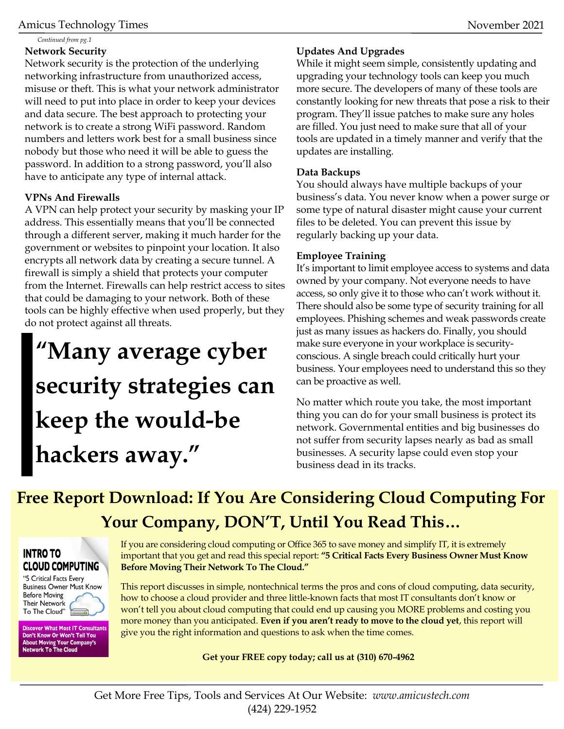*Continued from pg.1*

### Network Security

Network security is the protection of the underlying networking infrastructure from unauthorized access, misuse or theft. This is what your network administrator will need to put into place in order to keep your devices and data secure. The best approach to protecting your network is to create a strong WiFi password. Random numbers and letters work best for a small business since nobody but those who need it will be able to guess the password. In addition to a strong password, you'll also have to anticipate any type of internal attack.

### VPNs And Firewalls

A VPN can help protect your security by masking your IP address. This essentially means that you'll be connected through a different server, making it much harder for the government or websites to pinpoint your location. It also encrypts all network data by creating a secure tunnel. A firewall is simply a shield that protects your computer from the Internet. Firewalls can help restrict access to sites that could be damaging to your network. Both of these tools can be highly effective when used properly, but they do not protect against all threats.

> **"Many average cyber security strategies can keep the would-be hackers away."**

### Updates And Upgrades

While it might seem simple, consistently updating and upgrading your technology tools can keep you much more secure. The developers of many of these tools are constantly looking for new threats that pose a risk to their program. They'll issue patches to make sure any holes are filled. You just need to make sure that all of your tools are updated in a timely manner and verify that the updates are installing.

### Data Backups

You should always have multiple backups of your business's data. You never know when a power surge or some type of natural disaster might cause your current files to be deleted. You can prevent this issue by regularly backing up your data.

### Employee Training

It's important to limit employee access to systems and data owned by your company. Not everyone needs to have access, so only give it to those who can't work without it. There should also be some type of security training for all employees. Phishing schemes and weak passwords create just as many issues as hackers do. Finally, you should make sure everyone in your workplace is security-conscious. A single breach could critically hurt your business. Your employees need to understand this so they can be proactive as well.

No matter which route you take, the most important thing you can do for your small business is protect its network. Governmental entities and big businesses do not suffer from security lapses nearly as bad as small businesses. A security lapse could even stop your business dead in its tracks.

## Free Report Download: If You Are Considering Cloud Computing For Your Company, DON'T, Until You Read This…

**INTRO TO CLOUD COMPUTING**
"5 Critical Facts Every Business Owner Must Know Before Moving Their Network To The Cloud"
**Discover What Most IT Consultants Don't Know Or Won't Tell You About Moving Your Company's Network To The Cloud**

If you are considering cloud computing or Office 365 to save money and simplify IT, it is extremely important that you get and read this special report: **"5 Critical Facts Every Business Owner Must Know Before Moving Their Network To The Cloud."**

This report discusses in simple, nontechnical terms the pros and cons of cloud computing, data security, how to choose a cloud provider and three little-known facts that most IT consultants don't know or won't tell you about cloud computing that could end up causing you MORE problems and costing you more money than you anticipated. **Even if you aren't ready to move to the cloud yet**, this report will give you the right information and questions to ask when the time comes.

**Get your FREE copy today; call us at (310) 670-4962**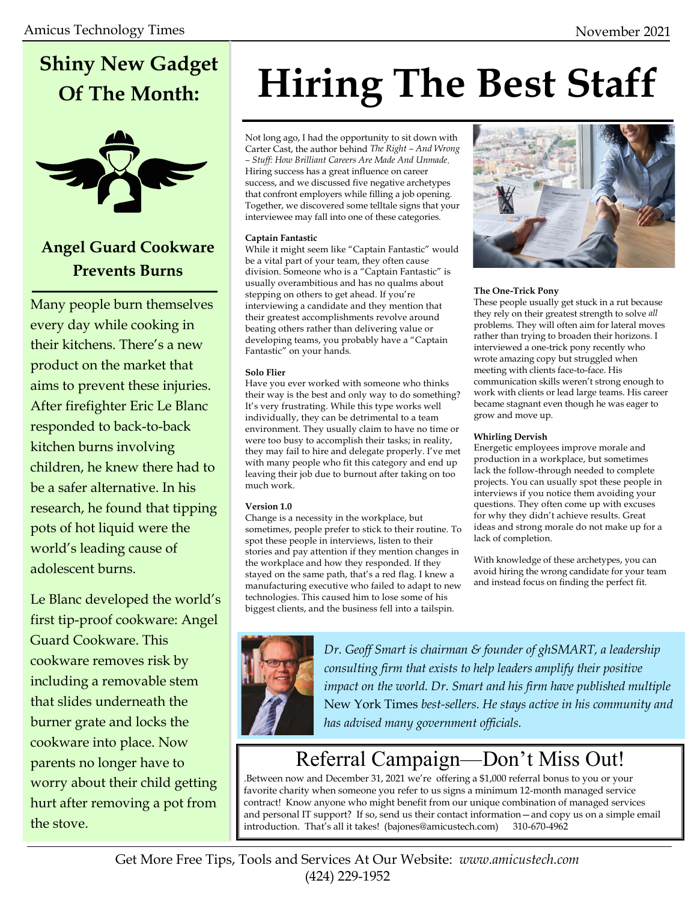## Shiny New Gadget Of The Month:

### Angel Guard Cookware Prevents Burns

Many people burn themselves every day while cooking in their kitchens. There's a new product on the market that aims to prevent these injuries. After firefighter Eric Le Blanc responded to back-to-back kitchen burns involving children, he knew there had to be a safer alternative. In his research, he found that tipping pots of hot liquid were the world's leading cause of adolescent burns.

Le Blanc developed the world's first tip-proof cookware: Angel Guard Cookware. This cookware removes risk by including a removable stem that slides underneath the burner grate and locks the cookware into place. Now parents no longer have to worry about their child getting hurt after removing a pot from the stove.

# Hiring The Best Staff

Not long ago, I had the opportunity to sit down with Carter Cast, the author behind *The Right – And Wrong – Stuff: How Brilliant Careers Are Made And Unmade*. Hiring success has a great influence on career success, and we discussed five negative archetypes that confront employers while filling a job opening. Together, we discovered some telltale signs that your interviewee may fall into one of these categories.

**Captain Fantastic**
While it might seem like "Captain Fantastic" would be a vital part of your team, they often cause division. Someone who is a "Captain Fantastic" is usually overambitious and has no qualms about stepping on others to get ahead. If you're interviewing a candidate and they mention that their greatest accomplishments revolve around beating others rather than delivering value or developing teams, you probably have a "Captain Fantastic" on your hands.

**Solo Flier**
Have you ever worked with someone who thinks their way is the best and only way to do something? It's very frustrating. While this type works well individually, they can be detrimental to a team environment. They usually claim to have no time or were too busy to accomplish their tasks; in reality, they may fail to hire and delegate properly. I've met with many people who fit this category and end up leaving their job due to burnout after taking on too much work.

**Version 1.0**
Change is a necessity in the workplace, but sometimes, people prefer to stick to their routine. To spot these people in interviews, listen to their stories and pay attention if they mention changes in the workplace and how they responded. If they stayed on the same path, that's a red flag. I knew a manufacturing executive who failed to adapt to new technologies. This caused him to lose some of his biggest clients, and the business fell into a tailspin.

**The One-Trick Pony**
These people usually get stuck in a rut because they rely on their greatest strength to solve *all* problems. They will often aim for lateral moves rather than trying to broaden their horizons. I interviewed a one-trick pony recently who wrote amazing copy but struggled when meeting with clients face-to-face. His communication skills weren't strong enough to work with clients or lead large teams. His career became stagnant even though he was eager to grow and move up.

**Whirling Dervish**
Energetic employees improve morale and production in a workplace, but sometimes they lack the follow-through needed to complete projects. You can usually spot these people in interviews if you notice them avoiding your questions. They often come up with excuses for why they didn't achieve results. Great ideas and strong morale do not make up for a lack of completion.

With knowledge of these archetypes, you can avoid hiring the wrong candidate for your team and instead focus on finding the perfect fit.

*Dr. Geoff Smart is chairman & founder of ghSMART, a leadership consulting firm that exists to help leaders amplify their positive impact on the world. Dr. Smart and his firm have published multiple* New York Times *best-sellers. He stays active in his community and has advised many government officials.*

## Referral Campaign—Don't Miss Out!

.Between now and December 31, 2021 we're offering a $1,000 referral bonus to you or your favorite charity when someone you refer to us signs a minimum 12-month managed service contract! Know anyone who might benefit from our unique combination of managed services and personal IT support? If so, send us their contact information—and copy us on a simple email introduction. That's all it takes! (bajones@amicustech.com) 310-670-4962

Get More Free Tips, Tools and Services At Our Website: *www.amicustech.com*
(424) 229-1952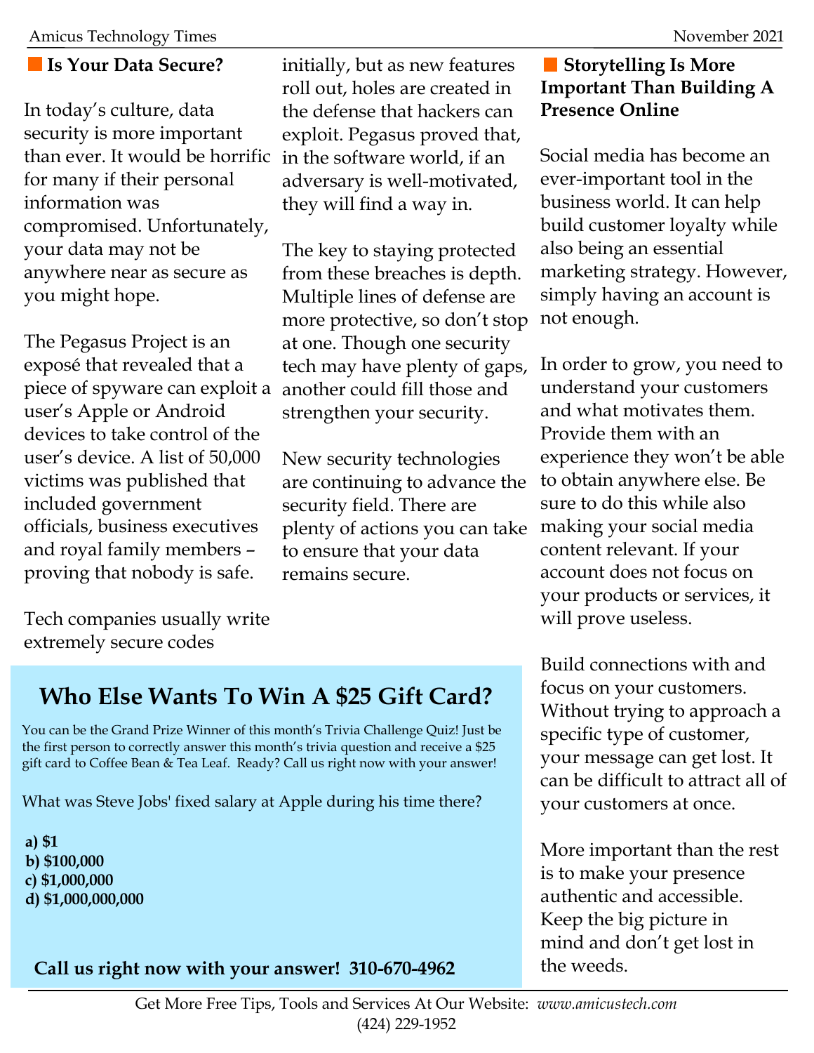## Is Your Data Secure?

In today's culture, data security is more important than ever. It would be horrific for many if their personal information was compromised. Unfortunately, your data may not be anywhere near as secure as you might hope.

The Pegasus Project is an exposé that revealed that a piece of spyware can exploit a user's Apple or Android devices to take control of the user's device. A list of 50,000 victims was published that included government officials, business executives and royal family members – proving that nobody is safe.

Tech companies usually write extremely secure codes initially, but as new features roll out, holes are created in the defense that hackers can exploit. Pegasus proved that, in the software world, if an adversary is well-motivated, they will find a way in.

The key to staying protected from these breaches is depth. Multiple lines of defense are more protective, so don't stop at one. Though one security tech may have plenty of gaps, another could fill those and strengthen your security.

New security technologies are continuing to advance the security field. There are plenty of actions you can take to ensure that your data remains secure.

## Storytelling Is More Important Than Building A Presence Online

Social media has become an ever-important tool in the business world. It can help build customer loyalty while also being an essential marketing strategy. However, simply having an account is not enough.

In order to grow, you need to understand your customers and what motivates them. Provide them with an experience they won't be able to obtain anywhere else. Be sure to do this while also making your social media content relevant. If your account does not focus on your products or services, it will prove useless.

Build connections with and focus on your customers. Without trying to approach a specific type of customer, your message can get lost. It can be difficult to attract all of your customers at once.

More important than the rest is to make your presence authentic and accessible. Keep the big picture in mind and don't get lost in the weeds.

## Who Else Wants To Win A $25 Gift Card?

You can be the Grand Prize Winner of this month's Trivia Challenge Quiz! Just be the first person to correctly answer this month's trivia question and receive a $25 gift card to Coffee Bean & Tea Leaf. Ready? Call us right now with your answer!

What was Steve Jobs' fixed salary at Apple during his time there?

**a) $1**
**b) $100,000**
**c) $1,000,000**
**d) $1,000,000,000**

**Call us right now with your answer! 310-670-4962**

Get More Free Tips, Tools and Services At Our Website: *www.amicustech.com*
(424) 229-1952